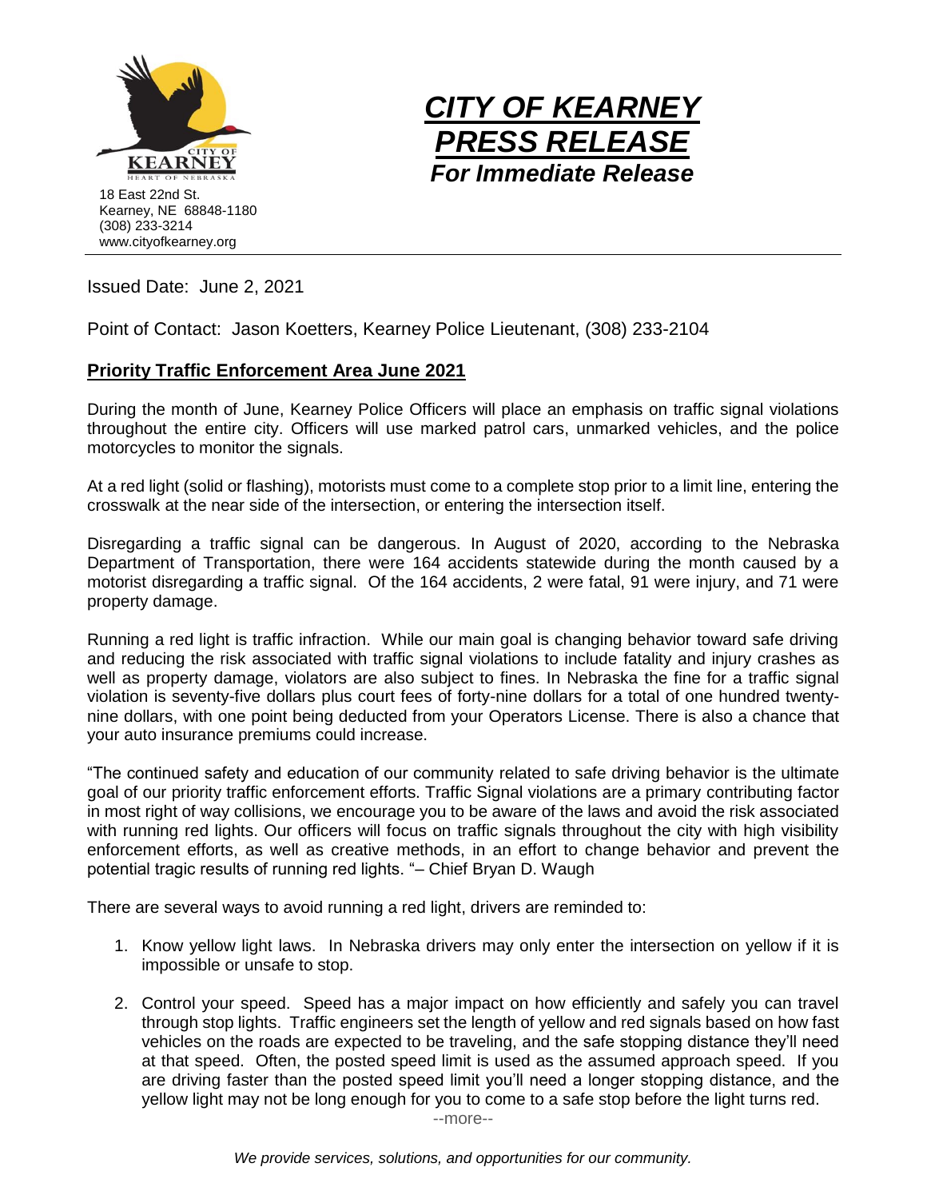18 East 22nd St.
Kearney, NE 68848-1180
(308) 233-3214
www.cityofkearney.org

# *CITY OF KEARNEY PRESS RELEASE*

***For Immediate Release***

Issued Date: June 2, 2021

Point of Contact: Jason Koetters, Kearney Police Lieutenant, (308) 233-2104

## Priority Traffic Enforcement Area June 2021

During the month of June, Kearney Police Officers will place an emphasis on traffic signal violations throughout the entire city. Officers will use marked patrol cars, unmarked vehicles, and the police motorcycles to monitor the signals.

At a red light (solid or flashing), motorists must come to a complete stop prior to a limit line, entering the crosswalk at the near side of the intersection, or entering the intersection itself.

Disregarding a traffic signal can be dangerous. In August of 2020, according to the Nebraska Department of Transportation, there were 164 accidents statewide during the month caused by a motorist disregarding a traffic signal. Of the 164 accidents, 2 were fatal, 91 were injury, and 71 were property damage.

Running a red light is traffic infraction. While our main goal is changing behavior toward safe driving and reducing the risk associated with traffic signal violations to include fatality and injury crashes as well as property damage, violators are also subject to fines. In Nebraska the fine for a traffic signal violation is seventy-five dollars plus court fees of forty-nine dollars for a total of one hundred twenty-nine dollars, with one point being deducted from your Operators License. There is also a chance that your auto insurance premiums could increase.

"The continued safety and education of our community related to safe driving behavior is the ultimate goal of our priority traffic enforcement efforts. Traffic Signal violations are a primary contributing factor in most right of way collisions, we encourage you to be aware of the laws and avoid the risk associated with running red lights. Our officers will focus on traffic signals throughout the city with high visibility enforcement efforts, as well as creative methods, in an effort to change behavior and prevent the potential tragic results of running red lights. "– Chief Bryan D. Waugh

There are several ways to avoid running a red light, drivers are reminded to:

1. Know yellow light laws. In Nebraska drivers may only enter the intersection on yellow if it is impossible or unsafe to stop.
2. Control your speed. Speed has a major impact on how efficiently and safely you can travel through stop lights. Traffic engineers set the length of yellow and red signals based on how fast vehicles on the roads are expected to be traveling, and the safe stopping distance they'll need at that speed. Often, the posted speed limit is used as the assumed approach speed. If you are driving faster than the posted speed limit you'll need a longer stopping distance, and the yellow light may not be long enough for you to come to a safe stop before the light turns red.

--more--

*We provide services, solutions, and opportunities for our community.*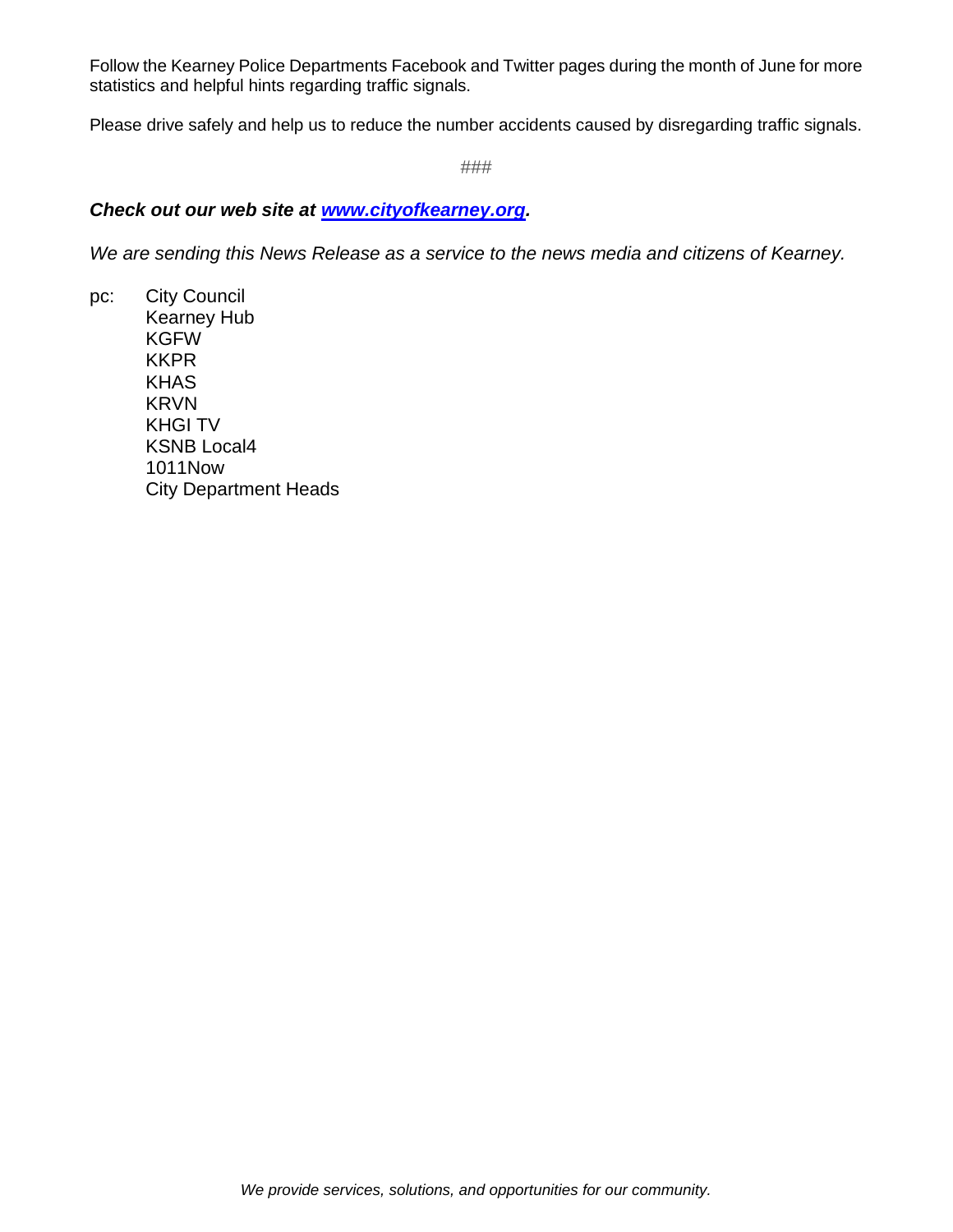Follow the Kearney Police Departments Facebook and Twitter pages during the month of June for more statistics and helpful hints regarding traffic signals.

Please drive safely and help us to reduce the number accidents caused by disregarding traffic signals.

###

***Check out our web site at [www.cityofkearney.org](http://www.cityofkearney.org).***

*We are sending this News Release as a service to the news media and citizens of Kearney.*

pc: City Council
Kearney Hub
KGFW
KKPR
KHAS
KRVN
KHGI TV
KSNB Local4
1011Now
City Department Heads

*We provide services, solutions, and opportunities for our community.*